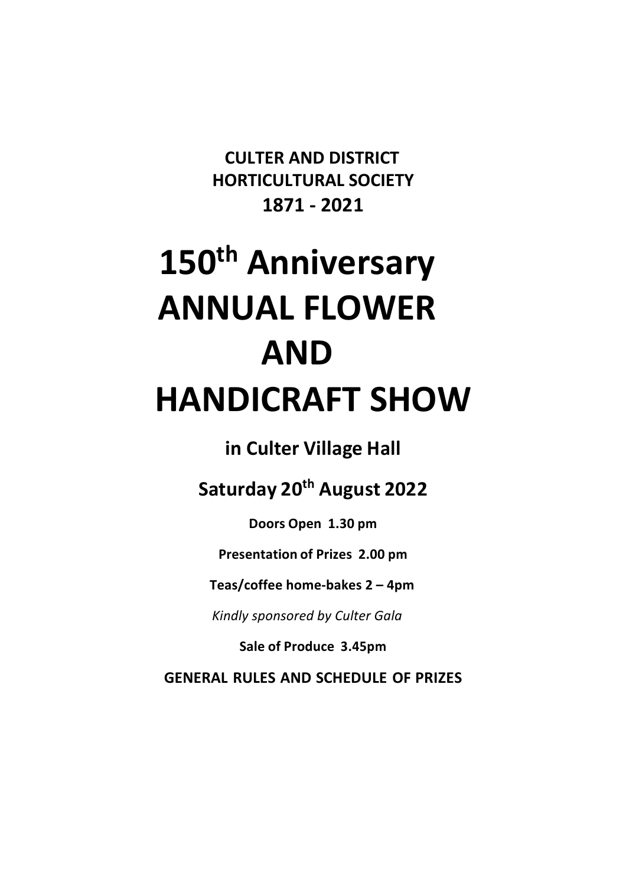**CULTER AND DISTRICT HORTICULTURAL SOCIETY**
**1871 - 2021**

# 150th Anniversary ANNUAL FLOWER AND HANDICRAFT SHOW

## in Culter Village Hall

## Saturday 20th August 2022

**Doors Open 1.30 pm**

**Presentation of Prizes 2.00 pm**

**Teas/coffee home-bakes 2 – 4pm**

*Kindly sponsored by Culter Gala*

**Sale of Produce 3.45pm**

**GENERAL RULES AND SCHEDULE OF PRIZES**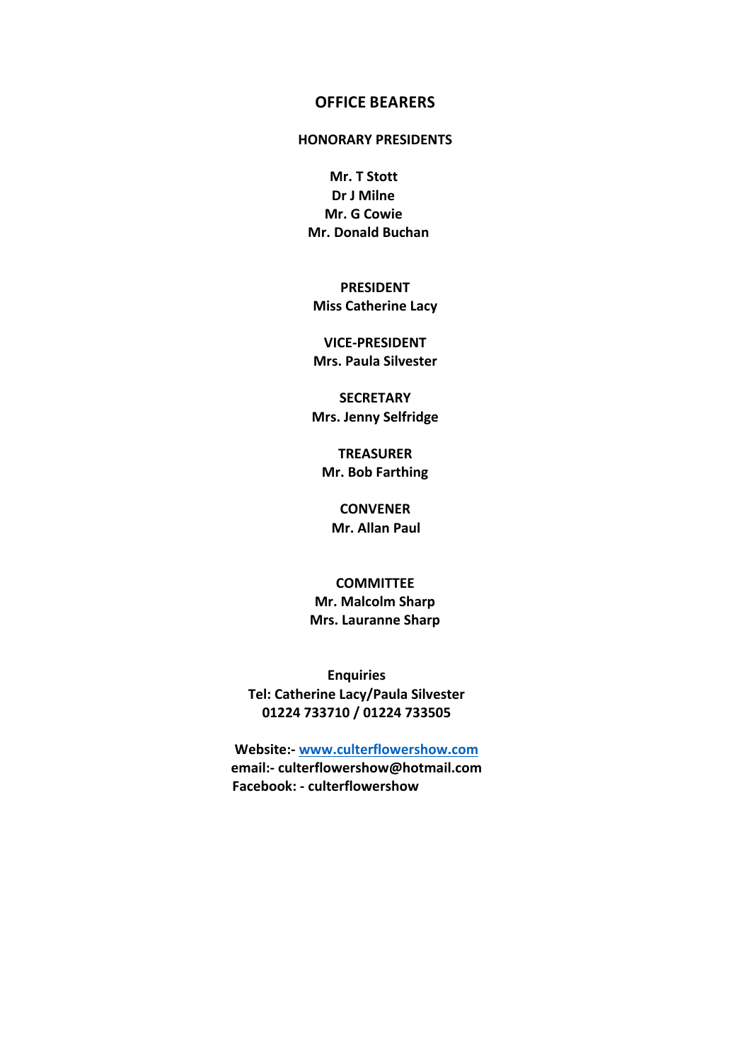# OFFICE BEARERS

## HONORARY PRESIDENTS

**Mr. T Stott**
**Dr J Milne**
**Mr. G Cowie**
**Mr. Donald Buchan**

## PRESIDENT

**Miss Catherine Lacy**

## VICE-PRESIDENT

**Mrs. Paula Silvester**

## SECRETARY

**Mrs. Jenny Selfridge**

## TREASURER

**Mr. Bob Farthing**

## CONVENER

**Mr. Allan Paul**

## COMMITTEE

**Mr. Malcolm Sharp**
**Mrs. Lauranne Sharp**

**Enquiries**
**Tel: Catherine Lacy/Paula Silvester**
**01224 733710 / 01224 733505**

**Website:- [www.culterflowershow.com](http://www.culterflowershow.com)**
**email:- culterflowershow@hotmail.com**
**Facebook: - culterflowershow**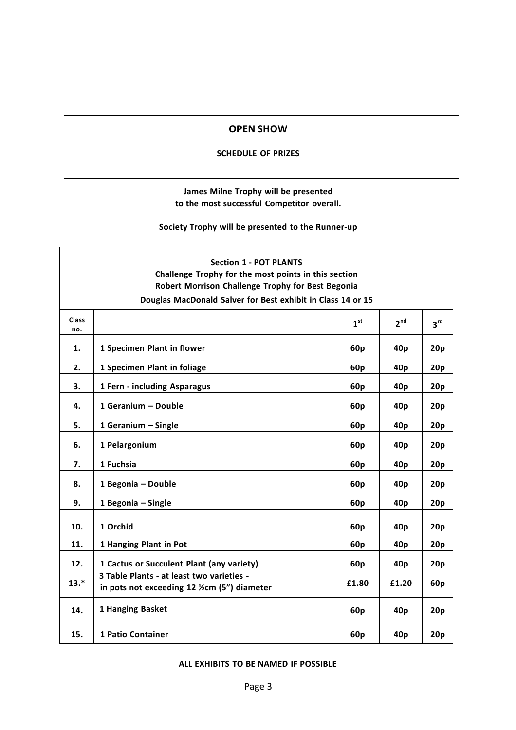## OPEN SHOW

**SCHEDULE OF PRIZES**

**James Milne Trophy will be presented to the most successful Competitor overall.**

**Society Trophy will be presented to the Runner-up**

| **Section 1 - POT PLANTS**<br>**Challenge Trophy for the most points in this section**<br>**Robert Morrison Challenge Trophy for Best Begonia**<br>**Douglas MacDonald Salver for Best exhibit in Class 14 or 15** | | | | |
|---|---|---|---|---|
| **Class no.** | | **1st** | **2nd** | **3rd** |
| **1.** | **1 Specimen Plant in flower** | **60p** | **40p** | **20p** |
| **2.** | **1 Specimen Plant in foliage** | **60p** | **40p** | **20p** |
| **3.** | **1 Fern - including Asparagus** | **60p** | **40p** | **20p** |
| **4.** | **1 Geranium – Double** | **60p** | **40p** | **20p** |
| **5.** | **1 Geranium – Single** | **60p** | **40p** | **20p** |
| **6.** | **1 Pelargonium** | **60p** | **40p** | **20p** |
| **7.** | **1 Fuchsia** | **60p** | **40p** | **20p** |
| **8.** | **1 Begonia – Double** | **60p** | **40p** | **20p** |
| **9.** | **1 Begonia – Single** | **60p** | **40p** | **20p** |
| **10.** | **1 Orchid** | **60p** | **40p** | **20p** |
| **11.** | **1 Hanging Plant in Pot** | **60p** | **40p** | **20p** |
| **12.** | **1 Cactus or Succulent Plant (any variety)** | **60p** | **40p** | **20p** |
| **13.*** | **3 Table Plants - at least two varieties - in pots not exceeding 12 ½cm (5") diameter** | **£1.80** | **£1.20** | **60p** |
| **14.** | **1 Hanging Basket** | **60p** | **40p** | **20p** |
| **15.** | **1 Patio Container** | **60p** | **40p** | **20p** |

**ALL EXHIBITS TO BE NAMED IF POSSIBLE**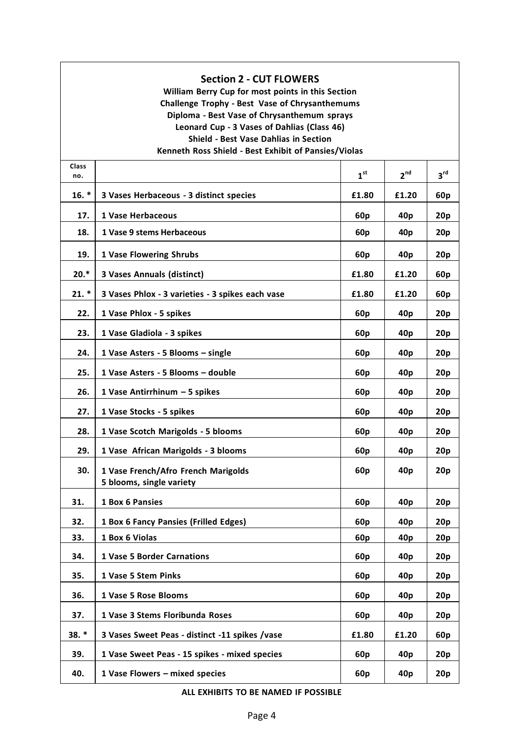## Section 2 - CUT FLOWERS

**William Berry Cup for most points in this Section**
**Challenge Trophy - Best Vase of Chrysanthemums**
**Diploma - Best Vase of Chrysanthemum sprays**
**Leonard Cup - 3 Vases of Dahlias (Class 46)**
**Shield - Best Vase Dahlias in Section**
**Kenneth Ross Shield - Best Exhibit of Pansies/Violas**

| Class no. | | 1st | 2nd | 3rd |
|---|---|---|---|---|
| 16. * | 3 Vases Herbaceous - 3 distinct species | £1.80 | £1.20 | 60p |
| 17. | 1 Vase Herbaceous | 60p | 40p | 20p |
| 18. | 1 Vase 9 stems Herbaceous | 60p | 40p | 20p |
| 19. | 1 Vase Flowering Shrubs | 60p | 40p | 20p |
| 20.* | 3 Vases Annuals (distinct) | £1.80 | £1.20 | 60p |
| 21. * | 3 Vases Phlox - 3 varieties - 3 spikes each vase | £1.80 | £1.20 | 60p |
| 22. | 1 Vase Phlox - 5 spikes | 60p | 40p | 20p |
| 23. | 1 Vase Gladiola - 3 spikes | 60p | 40p | 20p |
| 24. | 1 Vase Asters - 5 Blooms – single | 60p | 40p | 20p |
| 25. | 1 Vase Asters - 5 Blooms – double | 60p | 40p | 20p |
| 26. | 1 Vase Antirrhinum – 5 spikes | 60p | 40p | 20p |
| 27. | 1 Vase Stocks - 5 spikes | 60p | 40p | 20p |
| 28. | 1 Vase Scotch Marigolds - 5 blooms | 60p | 40p | 20p |
| 29. | 1 Vase African Marigolds - 3 blooms | 60p | 40p | 20p |
| 30. | 1 Vase French/Afro French Marigolds 5 blooms, single variety | 60p | 40p | 20p |
| 31. | 1 Box 6 Pansies | 60p | 40p | 20p |
| 32. | 1 Box 6 Fancy Pansies (Frilled Edges) | 60p | 40p | 20p |
| 33. | 1 Box 6 Violas | 60p | 40p | 20p |
| 34. | 1 Vase 5 Border Carnations | 60p | 40p | 20p |
| 35. | 1 Vase 5 Stem Pinks | 60p | 40p | 20p |
| 36. | 1 Vase 5 Rose Blooms | 60p | 40p | 20p |
| 37. | 1 Vase 3 Stems Floribunda Roses | 60p | 40p | 20p |
| 38. * | 3 Vases Sweet Peas - distinct -11 spikes /vase | £1.80 | £1.20 | 60p |
| 39. | 1 Vase Sweet Peas - 15 spikes - mixed species | 60p | 40p | 20p |
| 40. | 1 Vase Flowers – mixed species | 60p | 40p | 20p |

**ALL EXHIBITS TO BE NAMED IF POSSIBLE**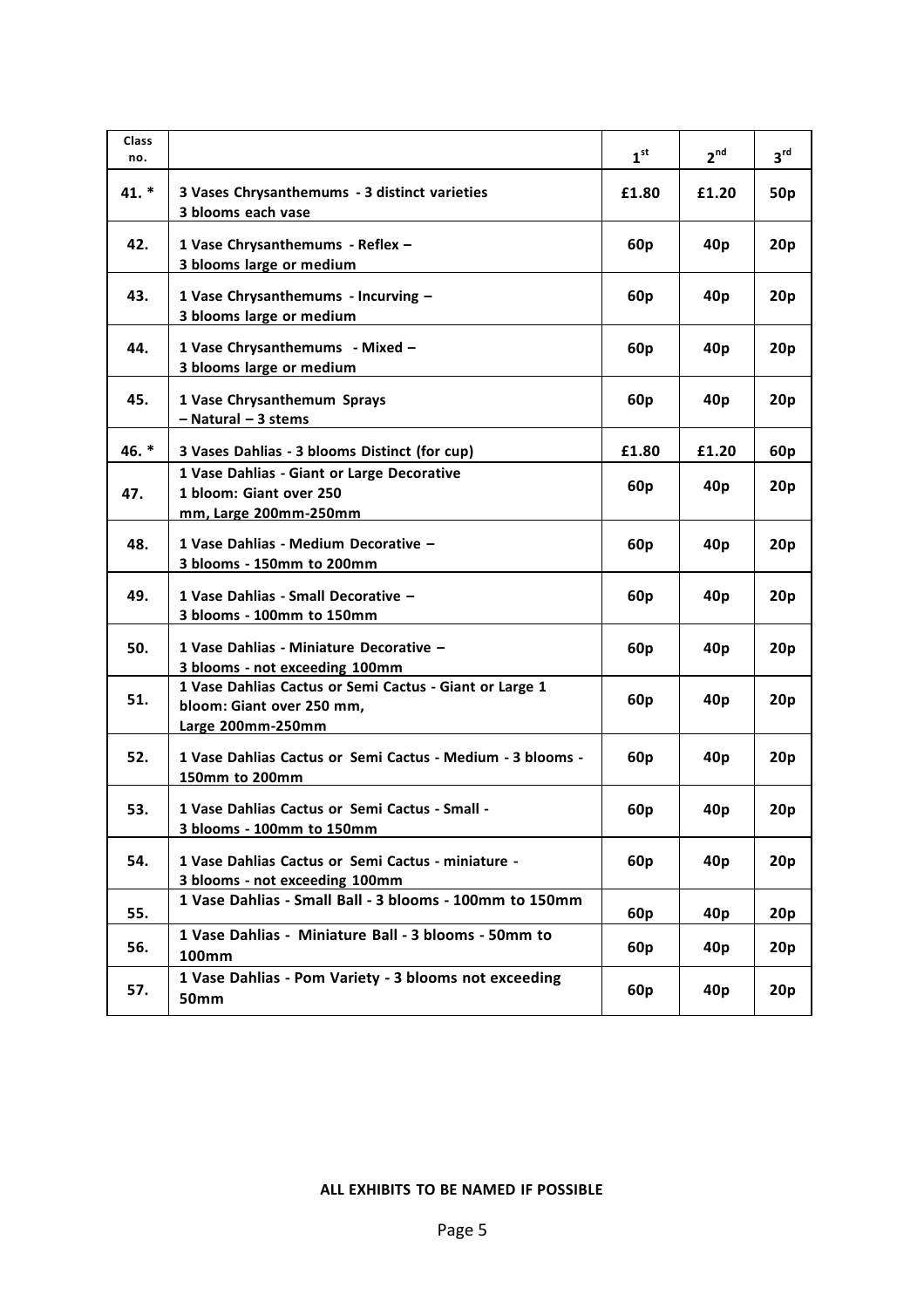| Class no. | | 1st | 2nd | 3rd |
|---|---|---|---|---|
| 41. * | 3 Vases Chrysanthemums - 3 distinct varieties 3 blooms each vase | £1.80 | £1.20 | 50p |
| 42. | 1 Vase Chrysanthemums - Reflex – 3 blooms large or medium | 60p | 40p | 20p |
| 43. | 1 Vase Chrysanthemums - Incurving – 3 blooms large or medium | 60p | 40p | 20p |
| 44. | 1 Vase Chrysanthemums - Mixed – 3 blooms large or medium | 60p | 40p | 20p |
| 45. | 1 Vase Chrysanthemum Sprays – Natural – 3 stems | 60p | 40p | 20p |
| 46. * | 3 Vases Dahlias - 3 blooms Distinct (for cup) | £1.80 | £1.20 | 60p |
| 47. | 1 Vase Dahlias - Giant or Large Decorative 1 bloom: Giant over 250 mm, Large 200mm-250mm | 60p | 40p | 20p |
| 48. | 1 Vase Dahlias - Medium Decorative – 3 blooms - 150mm to 200mm | 60p | 40p | 20p |
| 49. | 1 Vase Dahlias - Small Decorative – 3 blooms - 100mm to 150mm | 60p | 40p | 20p |
| 50. | 1 Vase Dahlias - Miniature Decorative – 3 blooms - not exceeding 100mm | 60p | 40p | 20p |
| 51. | 1 Vase Dahlias Cactus or Semi Cactus - Giant or Large 1 bloom: Giant over 250 mm, Large 200mm-250mm | 60p | 40p | 20p |
| 52. | 1 Vase Dahlias Cactus or Semi Cactus - Medium - 3 blooms - 150mm to 200mm | 60p | 40p | 20p |
| 53. | 1 Vase Dahlias Cactus or Semi Cactus - Small - 3 blooms - 100mm to 150mm | 60p | 40p | 20p |
| 54. | 1 Vase Dahlias Cactus or Semi Cactus - miniature - 3 blooms - not exceeding 100mm | 60p | 40p | 20p |
| 55. | 1 Vase Dahlias - Small Ball - 3 blooms - 100mm to 150mm | 60p | 40p | 20p |
| 56. | 1 Vase Dahlias - Miniature Ball - 3 blooms - 50mm to 100mm | 60p | 40p | 20p |
| 57. | 1 Vase Dahlias - Pom Variety - 3 blooms not exceeding 50mm | 60p | 40p | 20p |

**ALL EXHIBITS TO BE NAMED IF POSSIBLE**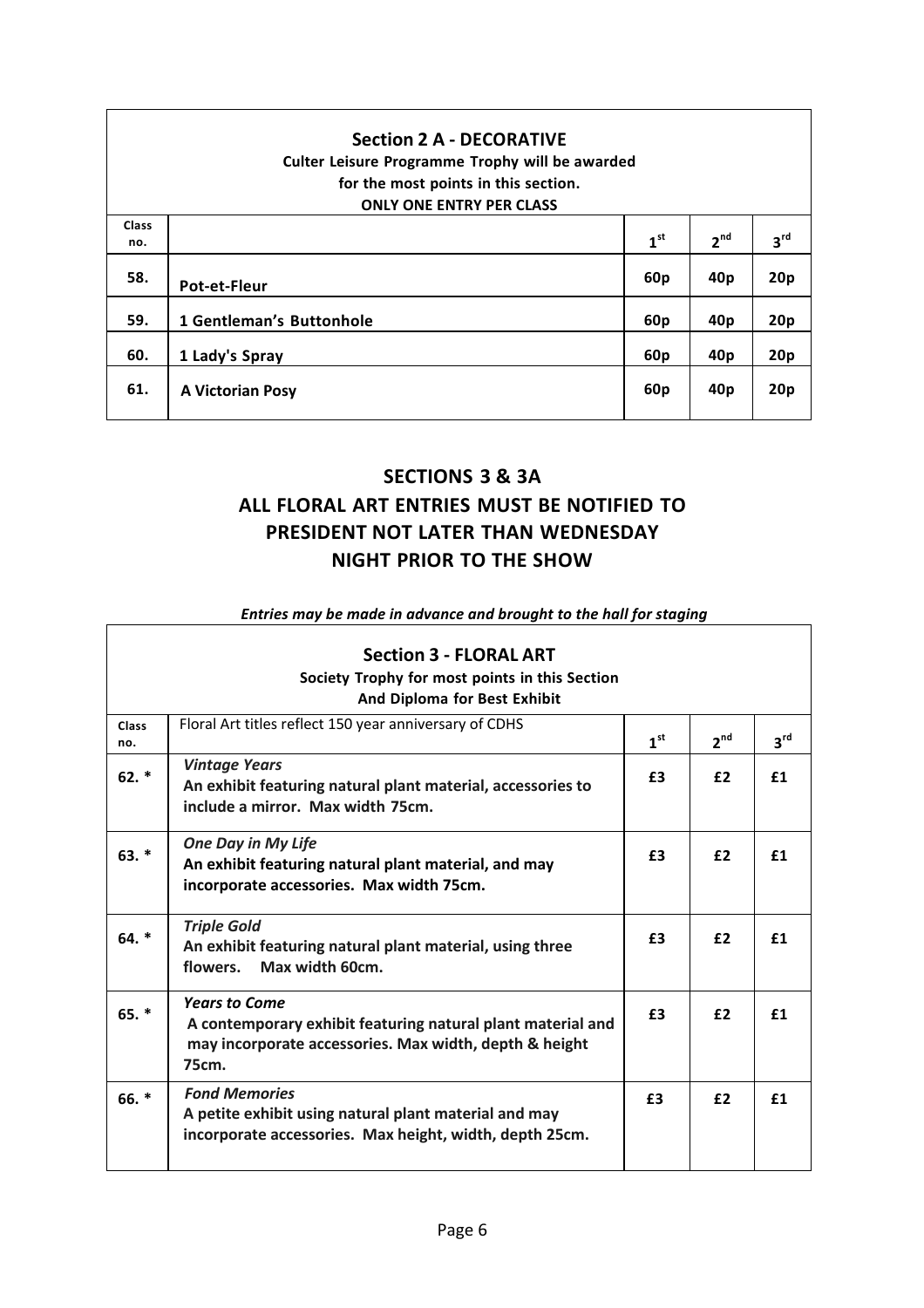## Section 2 A - DECORATIVE

**Culter Leisure Programme Trophy will be awarded for the most points in this section.**

**ONLY ONE ENTRY PER CLASS**

| Class no. | | 1st | 2nd | 3rd |
|---|---|---|---|---|
| 58. | Pot-et-Fleur | 60p | 40p | 20p |
| 59. | 1 Gentleman's Buttonhole | 60p | 40p | 20p |
| 60. | 1 Lady's Spray | 60p | 40p | 20p |
| 61. | A Victorian Posy | 60p | 40p | 20p |

## SECTIONS 3 & 3A
## ALL FLORAL ART ENTRIES MUST BE NOTIFIED TO PRESIDENT NOT LATER THAN WEDNESDAY NIGHT PRIOR TO THE SHOW

***Entries may be made in advance and brought to the hall for staging***

## Section 3 - FLORAL ART

**Society Trophy for most points in this Section And Diploma for Best Exhibit**

| Class no. | Floral Art titles reflect 150 year anniversary of CDHS | 1st | 2nd | 3rd |
|---|---|---|---|---|
| 62. * | ***Vintage Years*** **An exhibit featuring natural plant material, accessories to include a mirror. Max width 75cm.** | £3 | £2 | £1 |
| 63. * | ***One Day in My Life*** **An exhibit featuring natural plant material, and may incorporate accessories. Max width 75cm.** | £3 | £2 | £1 |
| 64. * | ***Triple Gold*** **An exhibit featuring natural plant material, using three flowers. Max width 60cm.** | £3 | £2 | £1 |
| 65. * | ***Years to Come*** **A contemporary exhibit featuring natural plant material and may incorporate accessories. Max width, depth & height 75cm.** | £3 | £2 | £1 |
| 66. * | ***Fond Memories*** **A petite exhibit using natural plant material and may incorporate accessories. Max height, width, depth 25cm.** | £3 | £2 | £1 |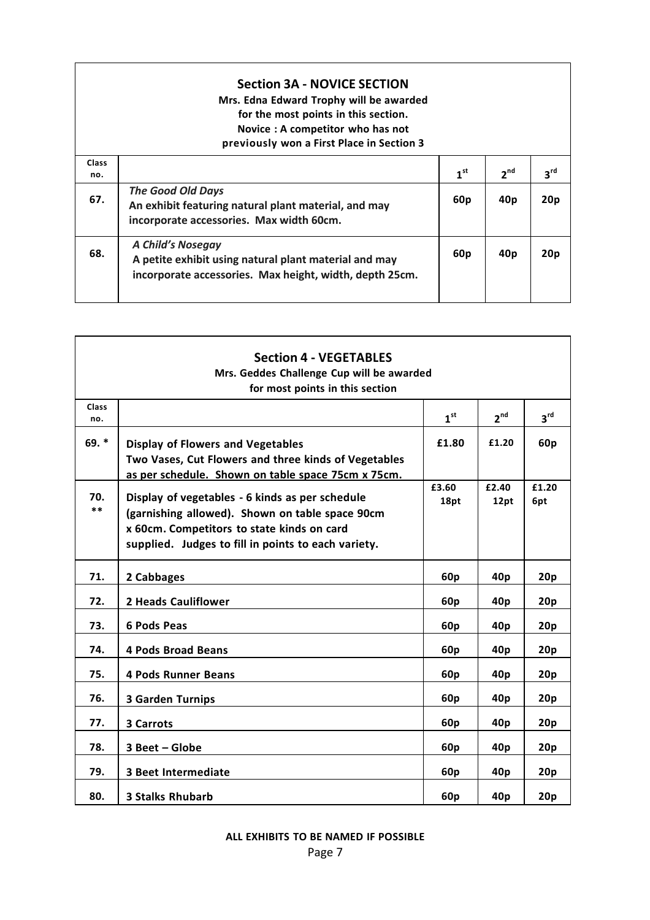## Section 3A - NOVICE SECTION

**Mrs. Edna Edward Trophy will be awarded for the most points in this section.**
**Novice : A competitor who has not previously won a First Place in Section 3**

| Class no. | | 1st | 2nd | 3rd |
|---|---|---|---|---|
| 67. | ***The Good Old Days*** **An exhibit featuring natural plant material, and may incorporate accessories. Max width 60cm.** | 60p | 40p | 20p |
| 68. | ***A Child's Nosegay*** **A petite exhibit using natural plant material and may incorporate accessories. Max height, width, depth 25cm.** | 60p | 40p | 20p |

## Section 4 - VEGETABLES

**Mrs. Geddes Challenge Cup will be awarded for most points in this section**

| Class no. | | 1st | 2nd | 3rd |
|---|---|---|---|---|
| 69. * | **Display of Flowers and Vegetables** **Two Vases, Cut Flowers and three kinds of Vegetables as per schedule. Shown on table space 75cm x 75cm.** | £1.80 | £1.20 | 60p |
| 70. ** | **Display of vegetables - 6 kinds as per schedule (garnishing allowed). Shown on table space 90cm x 60cm. Competitors to state kinds on card supplied. Judges to fill in points to each variety.** | £3.60 18pt | £2.40 12pt | £1.20 6pt |
| 71. | **2 Cabbages** | 60p | 40p | 20p |
| 72. | **2 Heads Cauliflower** | 60p | 40p | 20p |
| 73. | **6 Pods Peas** | 60p | 40p | 20p |
| 74. | **4 Pods Broad Beans** | 60p | 40p | 20p |
| 75. | **4 Pods Runner Beans** | 60p | 40p | 20p |
| 76. | **3 Garden Turnips** | 60p | 40p | 20p |
| 77. | **3 Carrots** | 60p | 40p | 20p |
| 78. | **3 Beet – Globe** | 60p | 40p | 20p |
| 79. | **3 Beet Intermediate** | 60p | 40p | 20p |
| 80. | **3 Stalks Rhubarb** | 60p | 40p | 20p |

**ALL EXHIBITS TO BE NAMED IF POSSIBLE**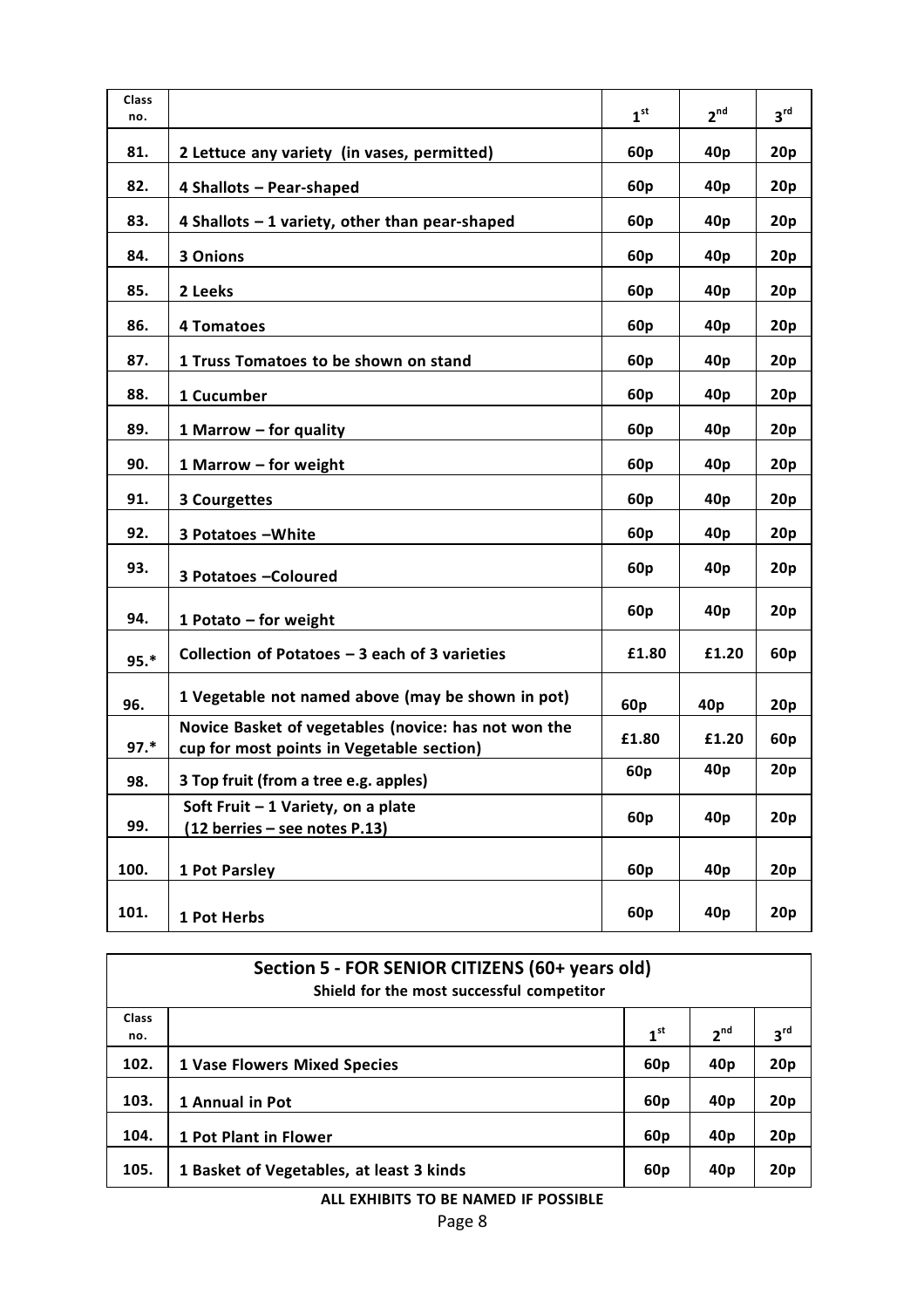| Class no. | | 1st | 2nd | 3rd |
|---|---|---|---|---|
| 81. | **2 Lettuce any variety (in vases, permitted)** | 60p | 40p | 20p |
| 82. | **4 Shallots – Pear-shaped** | 60p | 40p | 20p |
| 83. | **4 Shallots – 1 variety, other than pear-shaped** | 60p | 40p | 20p |
| 84. | **3 Onions** | 60p | 40p | 20p |
| 85. | **2 Leeks** | 60p | 40p | 20p |
| 86. | **4 Tomatoes** | 60p | 40p | 20p |
| 87. | **1 Truss Tomatoes to be shown on stand** | 60p | 40p | 20p |
| 88. | **1 Cucumber** | 60p | 40p | 20p |
| 89. | **1 Marrow – for quality** | 60p | 40p | 20p |
| 90. | **1 Marrow – for weight** | 60p | 40p | 20p |
| 91. | **3 Courgettes** | 60p | 40p | 20p |
| 92. | **3 Potatoes –White** | 60p | 40p | 20p |
| 93. | **3 Potatoes –Coloured** | 60p | 40p | 20p |
| 94. | **1 Potato – for weight** | 60p | 40p | 20p |
| 95.* | **Collection of Potatoes – 3 each of 3 varieties** | £1.80 | £1.20 | 60p |
| 96. | **1 Vegetable not named above (may be shown in pot)** | 60p | 40p | 20p |
| 97.* | **Novice Basket of vegetables (novice: has not won the cup for most points in Vegetable section)** | £1.80 | £1.20 | 60p |
| 98. | **3 Top fruit (from a tree e.g. apples)** | 60p | 40p | 20p |
| 99. | **Soft Fruit – 1 Variety, on a plate (12 berries – see notes P.13)** | 60p | 40p | 20p |
| 100. | **1 Pot Parsley** | 60p | 40p | 20p |
| 101. | **1 Pot Herbs** | 60p | 40p | 20p |

## Section 5 - FOR SENIOR CITIZENS (60+ years old)

**Shield for the most successful competitor**

| Class no. | | 1st | 2nd | 3rd |
|---|---|---|---|---|
| 102. | **1 Vase Flowers Mixed Species** | 60p | 40p | 20p |
| 103. | **1 Annual in Pot** | 60p | 40p | 20p |
| 104. | **1 Pot Plant in Flower** | 60p | 40p | 20p |
| 105. | **1 Basket of Vegetables, at least 3 kinds** | 60p | 40p | 20p |

**ALL EXHIBITS TO BE NAMED IF POSSIBLE**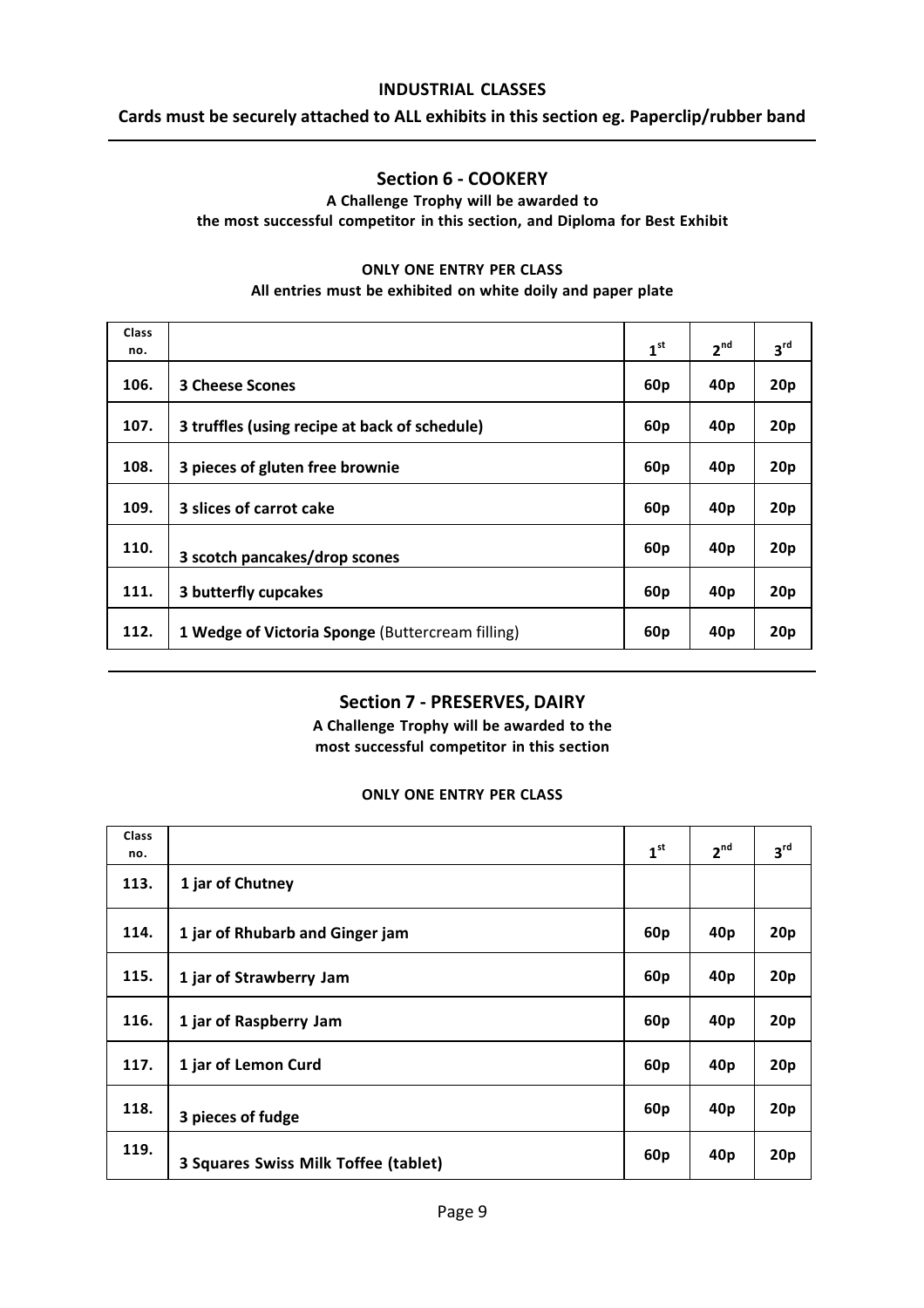**INDUSTRIAL CLASSES**

**Cards must be securely attached to ALL exhibits in this section eg. Paperclip/rubber band**

## Section 6 - COOKERY

**A Challenge Trophy will be awarded to the most successful competitor in this section, and Diploma for Best Exhibit**

**ONLY ONE ENTRY PER CLASS**

**All entries must be exhibited on white doily and paper plate**

| Class no. | | 1st | 2nd | 3rd |
|---|---|---|---|---|
| 106. | **3 Cheese Scones** | 60p | 40p | 20p |
| 107. | **3 truffles (using recipe at back of schedule)** | 60p | 40p | 20p |
| 108. | **3 pieces of gluten free brownie** | 60p | 40p | 20p |
| 109. | **3 slices of carrot cake** | 60p | 40p | 20p |
| 110. | **3 scotch pancakes/drop scones** | 60p | 40p | 20p |
| 111. | **3 butterfly cupcakes** | 60p | 40p | 20p |
| 112. | **1 Wedge of Victoria Sponge** (Buttercream filling) | 60p | 40p | 20p |

## Section 7 - PRESERVES, DAIRY

**A Challenge Trophy will be awarded to the most successful competitor in this section**

**ONLY ONE ENTRY PER CLASS**

| Class no. | | 1st | 2nd | 3rd |
|---|---|---|---|---|
| 113. | **1 jar of Chutney** | | | |
| 114. | **1 jar of Rhubarb and Ginger jam** | 60p | 40p | 20p |
| 115. | **1 jar of Strawberry Jam** | 60p | 40p | 20p |
| 116. | **1 jar of Raspberry Jam** | 60p | 40p | 20p |
| 117. | **1 jar of Lemon Curd** | 60p | 40p | 20p |
| 118. | **3 pieces of fudge** | 60p | 40p | 20p |
| 119. | **3 Squares Swiss Milk Toffee (tablet)** | 60p | 40p | 20p |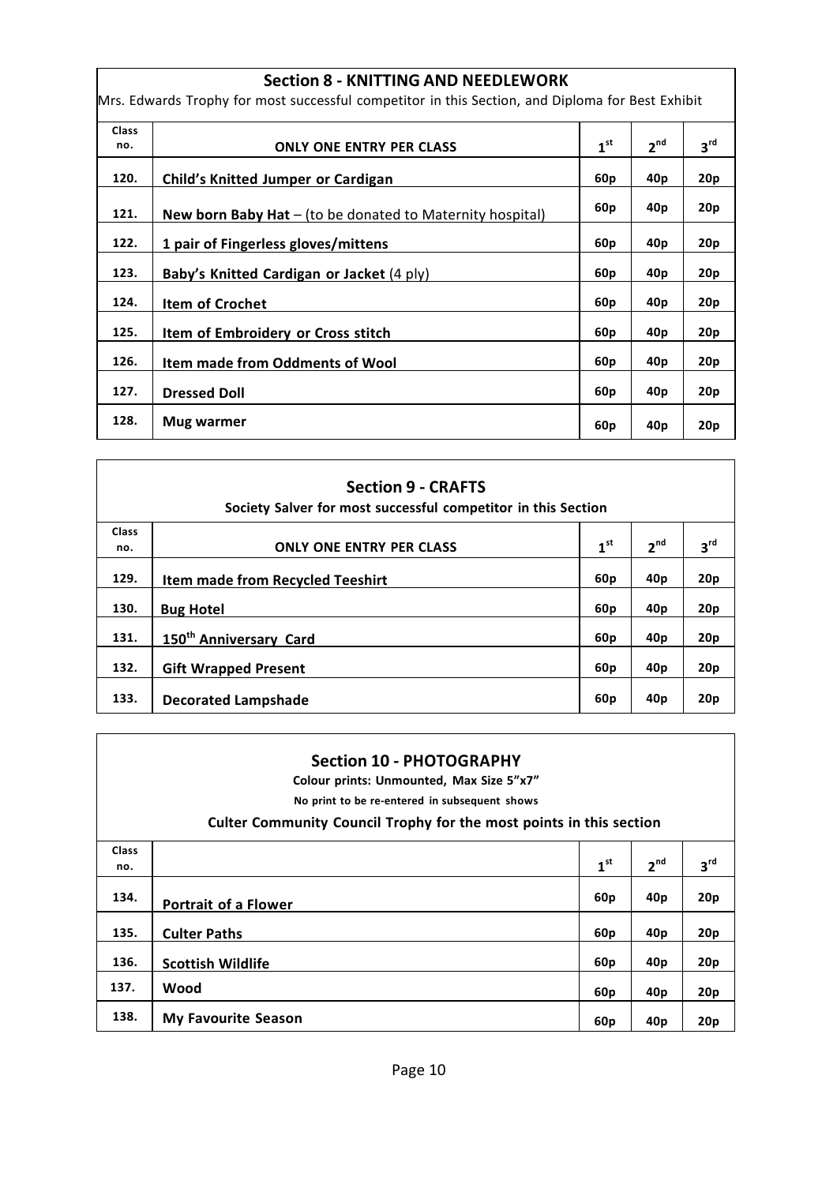## Section 8 - KNITTING AND NEEDLEWORK

Mrs. Edwards Trophy for most successful competitor in this Section, and Diploma for Best Exhibit

| Class no. | ONLY ONE ENTRY PER CLASS | 1st | 2nd | 3rd |
|---|---|---|---|---|
| 120. | **Child's Knitted Jumper or Cardigan** | 60p | 40p | 20p |
| 121. | **New born Baby Hat** – (to be donated to Maternity hospital) | 60p | 40p | 20p |
| 122. | **1 pair of Fingerless gloves/mittens** | 60p | 40p | 20p |
| 123. | **Baby's Knitted Cardigan or Jacket** (4 ply) | 60p | 40p | 20p |
| 124. | **Item of Crochet** | 60p | 40p | 20p |
| 125. | **Item of Embroidery or Cross stitch** | 60p | 40p | 20p |
| 126. | **Item made from Oddments of Wool** | 60p | 40p | 20p |
| 127. | **Dressed Doll** | 60p | 40p | 20p |
| 128. | **Mug warmer** | 60p | 40p | 20p |

## Section 9 - CRAFTS

**Society Salver for most successful competitor in this Section**

| Class no. | ONLY ONE ENTRY PER CLASS | 1st | 2nd | 3rd |
|---|---|---|---|---|
| 129. | **Item made from Recycled Teeshirt** | 60p | 40p | 20p |
| 130. | **Bug Hotel** | 60p | 40p | 20p |
| 131. | **150th Anniversary Card** | 60p | 40p | 20p |
| 132. | **Gift Wrapped Present** | 60p | 40p | 20p |
| 133. | **Decorated Lampshade** | 60p | 40p | 20p |

## Section 10 - PHOTOGRAPHY

**Colour prints: Unmounted, Max Size 5"x7"**

**No print to be re-entered in subsequent shows**

**Culter Community Council Trophy for the most points in this section**

| Class no. | | 1st | 2nd | 3rd |
|---|---|---|---|---|
| 134. | **Portrait of a Flower** | 60p | 40p | 20p |
| 135. | **Culter Paths** | 60p | 40p | 20p |
| 136. | **Scottish Wildlife** | 60p | 40p | 20p |
| 137. | **Wood** | 60p | 40p | 20p |
| 138. | **My Favourite Season** | 60p | 40p | 20p |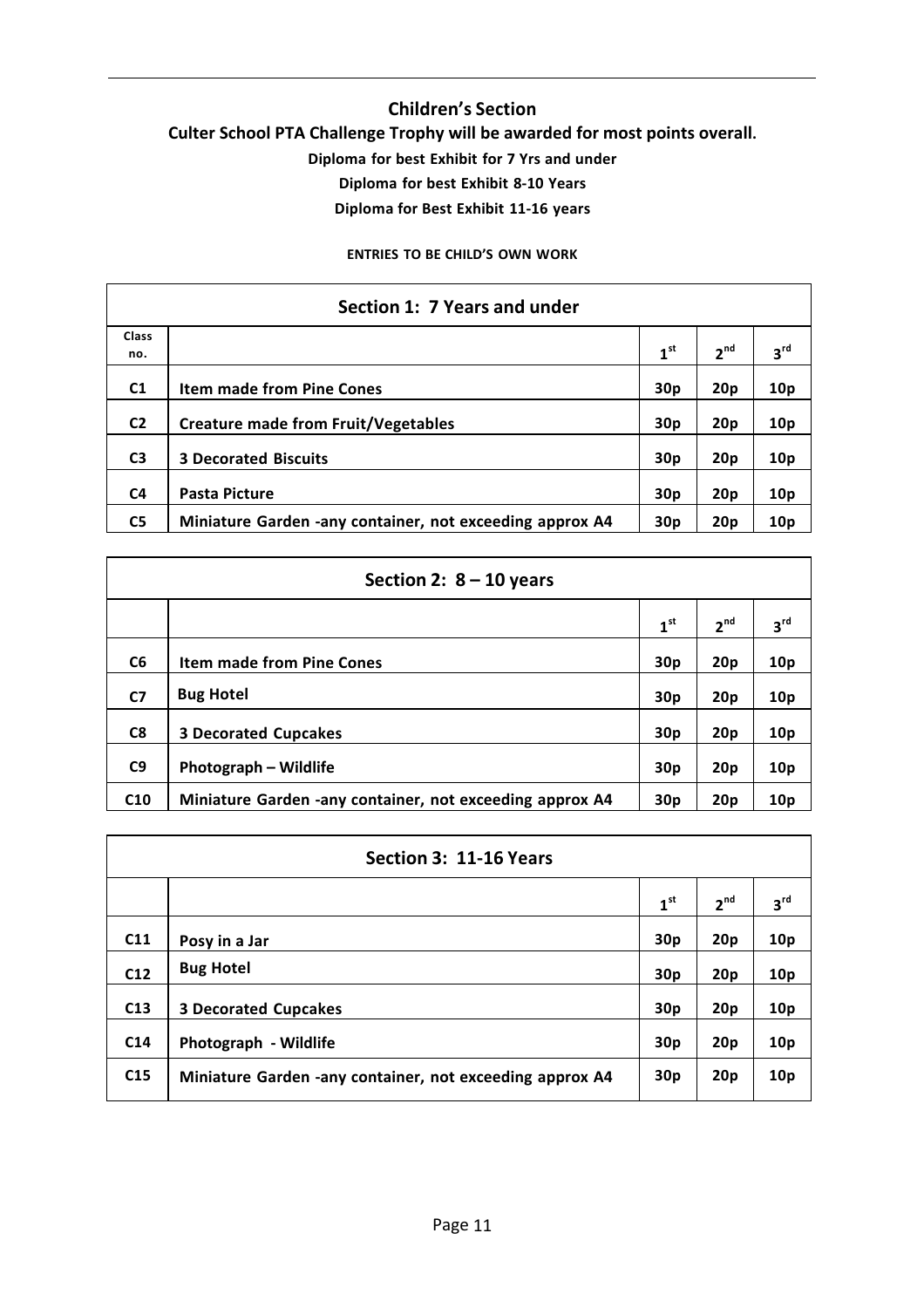## Children's Section

**Culter School PTA Challenge Trophy will be awarded for most points overall.**

**Diploma for best Exhibit for 7 Yrs and under**

**Diploma for best Exhibit 8-10 Years**

**Diploma for Best Exhibit 11-16 years**

**ENTRIES TO BE CHILD'S OWN WORK**

| Section 1: 7 Years and under | | | | |
|---|---|---|---|---|
| Class no. | | 1st | 2nd | 3rd |
| C1 | Item made from Pine Cones | 30p | 20p | 10p |
| C2 | Creature made from Fruit/Vegetables | 30p | 20p | 10p |
| C3 | 3 Decorated Biscuits | 30p | 20p | 10p |
| C4 | Pasta Picture | 30p | 20p | 10p |
| C5 | Miniature Garden -any container, not exceeding approx A4 | 30p | 20p | 10p |

| Section 2: 8 – 10 years | | | | |
|---|---|---|---|---|
| | | 1st | 2nd | 3rd |
| C6 | Item made from Pine Cones | 30p | 20p | 10p |
| C7 | Bug Hotel | 30p | 20p | 10p |
| C8 | 3 Decorated Cupcakes | 30p | 20p | 10p |
| C9 | Photograph – Wildlife | 30p | 20p | 10p |
| C10 | Miniature Garden -any container, not exceeding approx A4 | 30p | 20p | 10p |

| Section 3: 11-16 Years | | | | |
|---|---|---|---|---|
| | | 1st | 2nd | 3rd |
| C11 | Posy in a Jar | 30p | 20p | 10p |
| C12 | Bug Hotel | 30p | 20p | 10p |
| C13 | 3 Decorated Cupcakes | 30p | 20p | 10p |
| C14 | Photograph - Wildlife | 30p | 20p | 10p |
| C15 | Miniature Garden -any container, not exceeding approx A4 | 30p | 20p | 10p |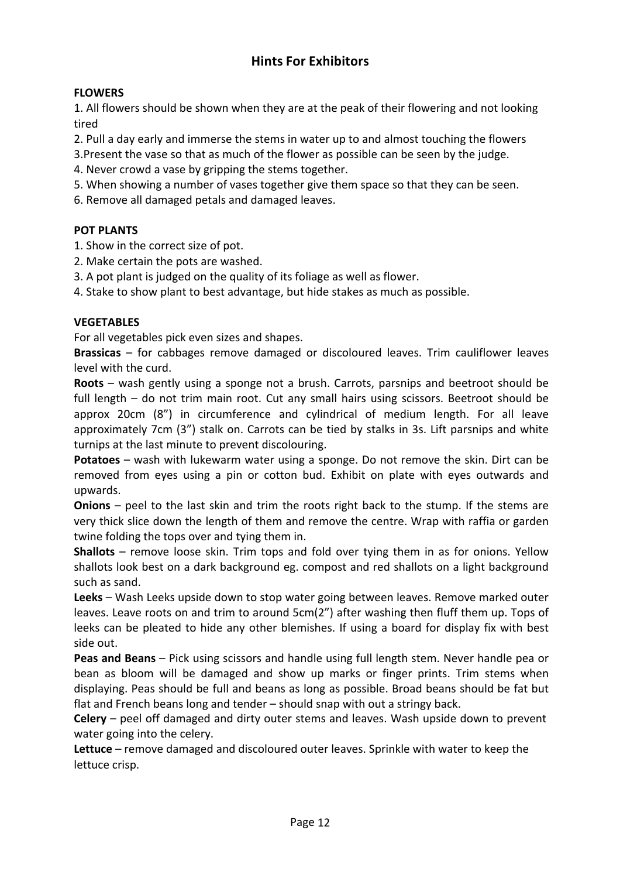# Hints For Exhibitors

**FLOWERS**

1. All flowers should be shown when they are at the peak of their flowering and not looking tired
2. Pull a day early and immerse the stems in water up to and almost touching the flowers
3. Present the vase so that as much of the flower as possible can be seen by the judge.
4. Never crowd a vase by gripping the stems together.
5. When showing a number of vases together give them space so that they can be seen.
6. Remove all damaged petals and damaged leaves.

**POT PLANTS**

1. Show in the correct size of pot.
2. Make certain the pots are washed.
3. A pot plant is judged on the quality of its foliage as well as flower.
4. Stake to show plant to best advantage, but hide stakes as much as possible.

**VEGETABLES**

For all vegetables pick even sizes and shapes.

**Brassicas** – for cabbages remove damaged or discoloured leaves. Trim cauliflower leaves level with the curd.

**Roots** – wash gently using a sponge not a brush. Carrots, parsnips and beetroot should be full length – do not trim main root. Cut any small hairs using scissors. Beetroot should be approx 20cm (8") in circumference and cylindrical of medium length. For all leave approximately 7cm (3") stalk on. Carrots can be tied by stalks in 3s. Lift parsnips and white turnips at the last minute to prevent discolouring.

**Potatoes** – wash with lukewarm water using a sponge. Do not remove the skin. Dirt can be removed from eyes using a pin or cotton bud. Exhibit on plate with eyes outwards and upwards.

**Onions** – peel to the last skin and trim the roots right back to the stump. If the stems are very thick slice down the length of them and remove the centre. Wrap with raffia or garden twine folding the tops over and tying them in.

**Shallots** – remove loose skin. Trim tops and fold over tying them in as for onions. Yellow shallots look best on a dark background eg. compost and red shallots on a light background such as sand.

**Leeks** – Wash Leeks upside down to stop water going between leaves. Remove marked outer leaves. Leave roots on and trim to around 5cm(2") after washing then fluff them up. Tops of leeks can be pleated to hide any other blemishes. If using a board for display fix with best side out.

**Peas and Beans** – Pick using scissors and handle using full length stem. Never handle pea or bean as bloom will be damaged and show up marks or finger prints. Trim stems when displaying. Peas should be full and beans as long as possible. Broad beans should be fat but flat and French beans long and tender – should snap with out a stringy back.

**Celery** – peel off damaged and dirty outer stems and leaves. Wash upside down to prevent water going into the celery.

**Lettuce** – remove damaged and discoloured outer leaves. Sprinkle with water to keep the lettuce crisp.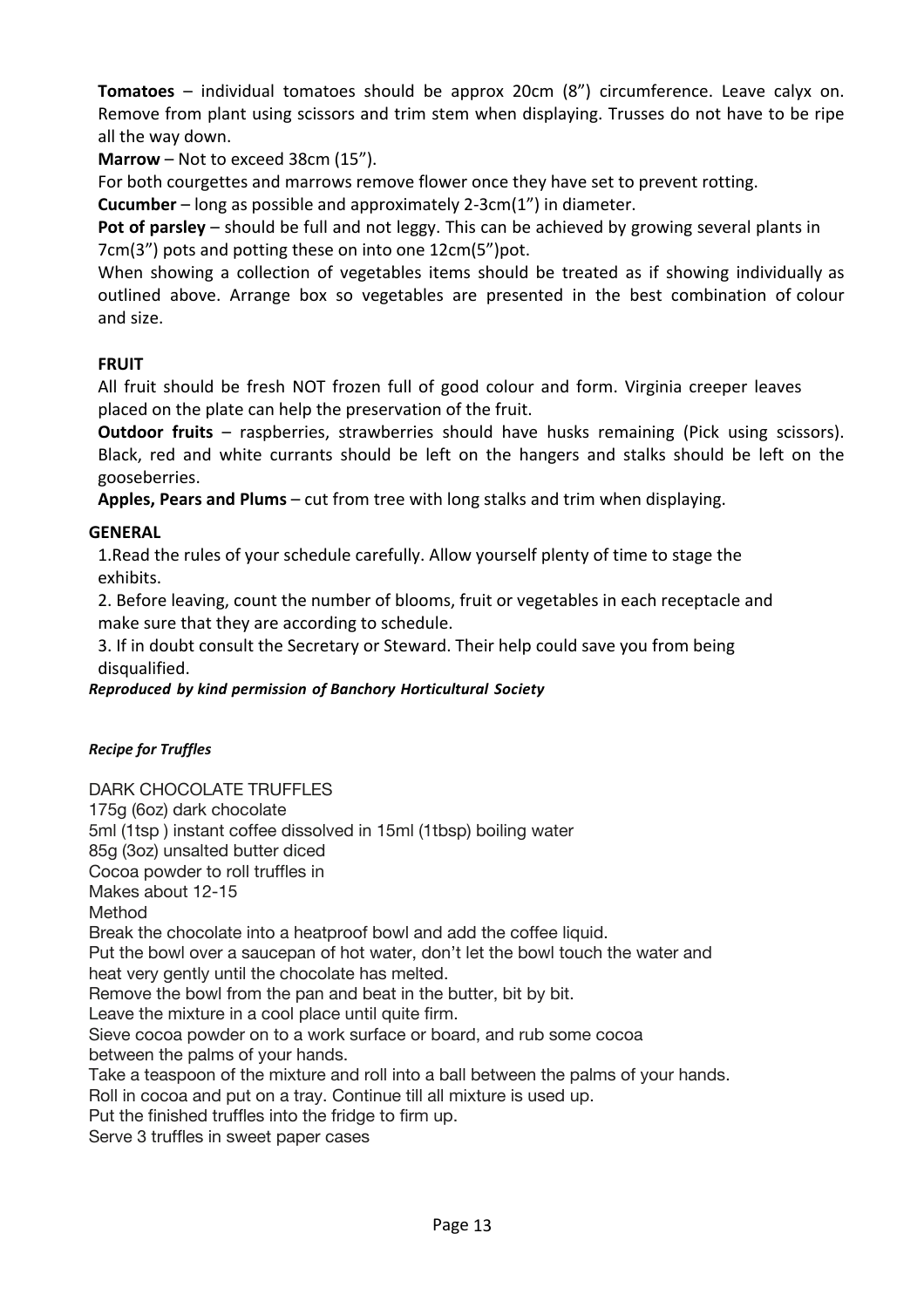**Tomatoes** – individual tomatoes should be approx 20cm (8") circumference. Leave calyx on. Remove from plant using scissors and trim stem when displaying. Trusses do not have to be ripe all the way down.

**Marrow** – Not to exceed 38cm (15").

For both courgettes and marrows remove flower once they have set to prevent rotting.

**Cucumber** – long as possible and approximately 2-3cm(1") in diameter.

**Pot of parsley** – should be full and not leggy. This can be achieved by growing several plants in 7cm(3") pots and potting these on into one 12cm(5")pot.

When showing a collection of vegetables items should be treated as if showing individually as outlined above. Arrange box so vegetables are presented in the best combination of colour and size.

**FRUIT**

All fruit should be fresh NOT frozen full of good colour and form. Virginia creeper leaves placed on the plate can help the preservation of the fruit.

**Outdoor fruits** – raspberries, strawberries should have husks remaining (Pick using scissors). Black, red and white currants should be left on the hangers and stalks should be left on the gooseberries.

**Apples, Pears and Plums** – cut from tree with long stalks and trim when displaying.

**GENERAL**

1.Read the rules of your schedule carefully. Allow yourself plenty of time to stage the exhibits.

2. Before leaving, count the number of blooms, fruit or vegetables in each receptacle and make sure that they are according to schedule.

3. If in doubt consult the Secretary or Steward. Their help could save you from being disqualified.

***Reproduced by kind permission of Banchory Horticultural Society***

***Recipe for Truffles***

DARK CHOCOLATE TRUFFLES

175g (6oz) dark chocolate
5ml (1tsp ) instant coffee dissolved in 15ml (1tbsp) boiling water
85g (3oz) unsalted butter diced
Cocoa powder to roll truffles in
Makes about 12-15

Method

Break the chocolate into a heatproof bowl and add the coffee liquid.
Put the bowl over a saucepan of hot water, don't let the bowl touch the water and heat very gently until the chocolate has melted.
Remove the bowl from the pan and beat in the butter, bit by bit.
Leave the mixture in a cool place until quite firm.
Sieve cocoa powder on to a work surface or board, and rub some cocoa between the palms of your hands.
Take a teaspoon of the mixture and roll into a ball between the palms of your hands.
Roll in cocoa and put on a tray. Continue till all mixture is used up.
Put the finished truffles into the fridge to firm up.
Serve 3 truffles in sweet paper cases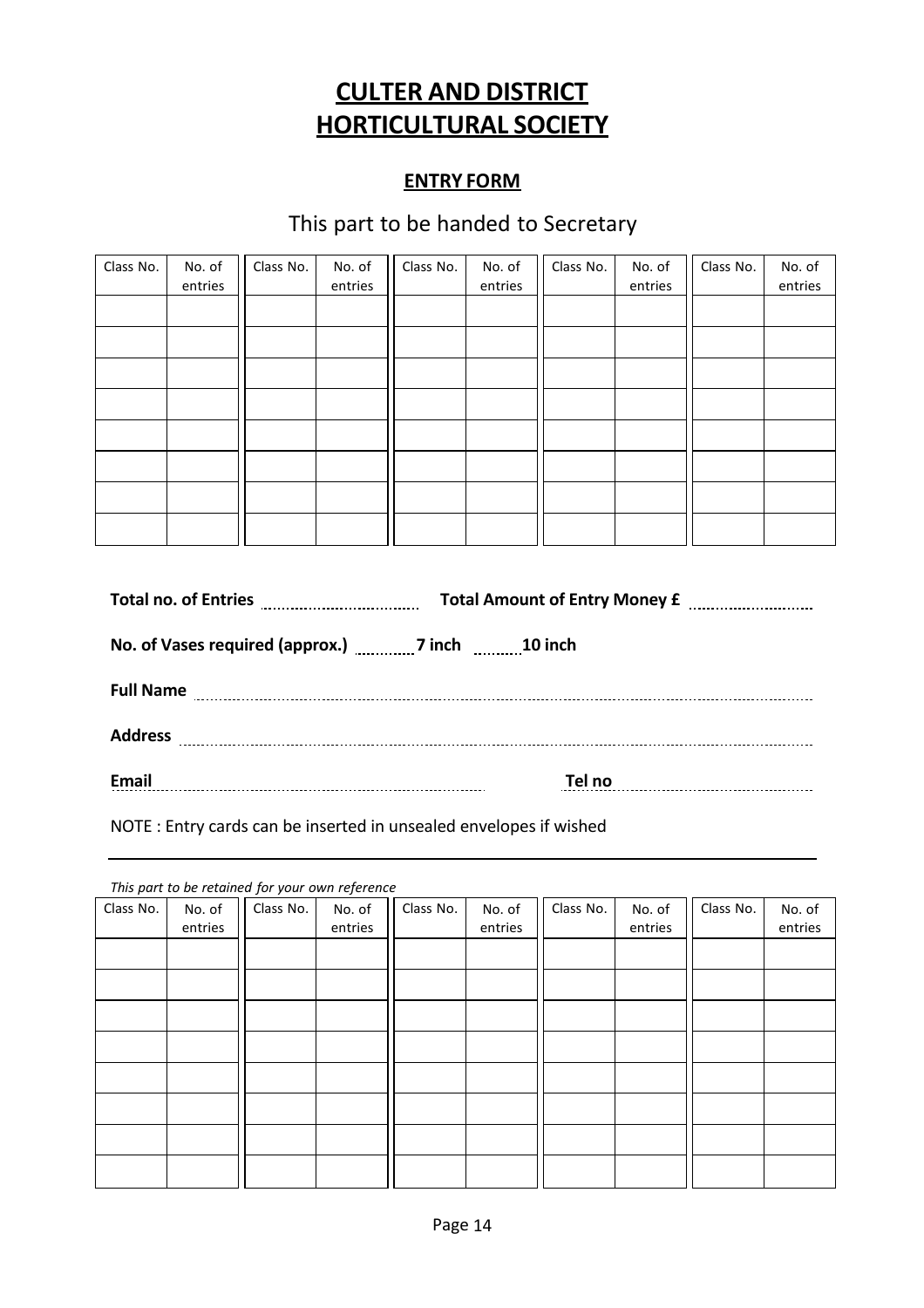# CULTER AND DISTRICT HORTICULTURAL SOCIETY

## ENTRY FORM

This part to be handed to Secretary

| Class No. | No. of entries | Class No. | No. of entries | Class No. | No. of entries | Class No. | No. of entries | Class No. | No. of entries |
|---|---|---|---|---|---|---|---|---|---|
| | | | | | | | | | |
| | | | | | | | | | |
| | | | | | | | | | |
| | | | | | | | | | |
| | | | | | | | | | |
| | | | | | | | | | |
| | | | | | | | | | |
| | | | | | | | | | |

**Total no. of Entries** ........................ **Total Amount of Entry Money £** ........................

**No. of Vases required (approx.)** ........ **7 inch** ........ **10 inch**

**Full Name** ........................................................................................................

**Address** ........................................................................................................

**Email** ........................................................................ **Tel no** ........................................

NOTE : Entry cards can be inserted in unsealed envelopes if wished

---

*This part to be retained for your own reference*

| Class No. | No. of entries | Class No. | No. of entries | Class No. | No. of entries | Class No. | No. of entries | Class No. | No. of entries |
|---|---|---|---|---|---|---|---|---|---|
| | | | | | | | | | |
| | | | | | | | | | |
| | | | | | | | | | |
| | | | | | | | | | |
| | | | | | | | | | |
| | | | | | | | | | |
| | | | | | | | | | |
| | | | | | | | | | |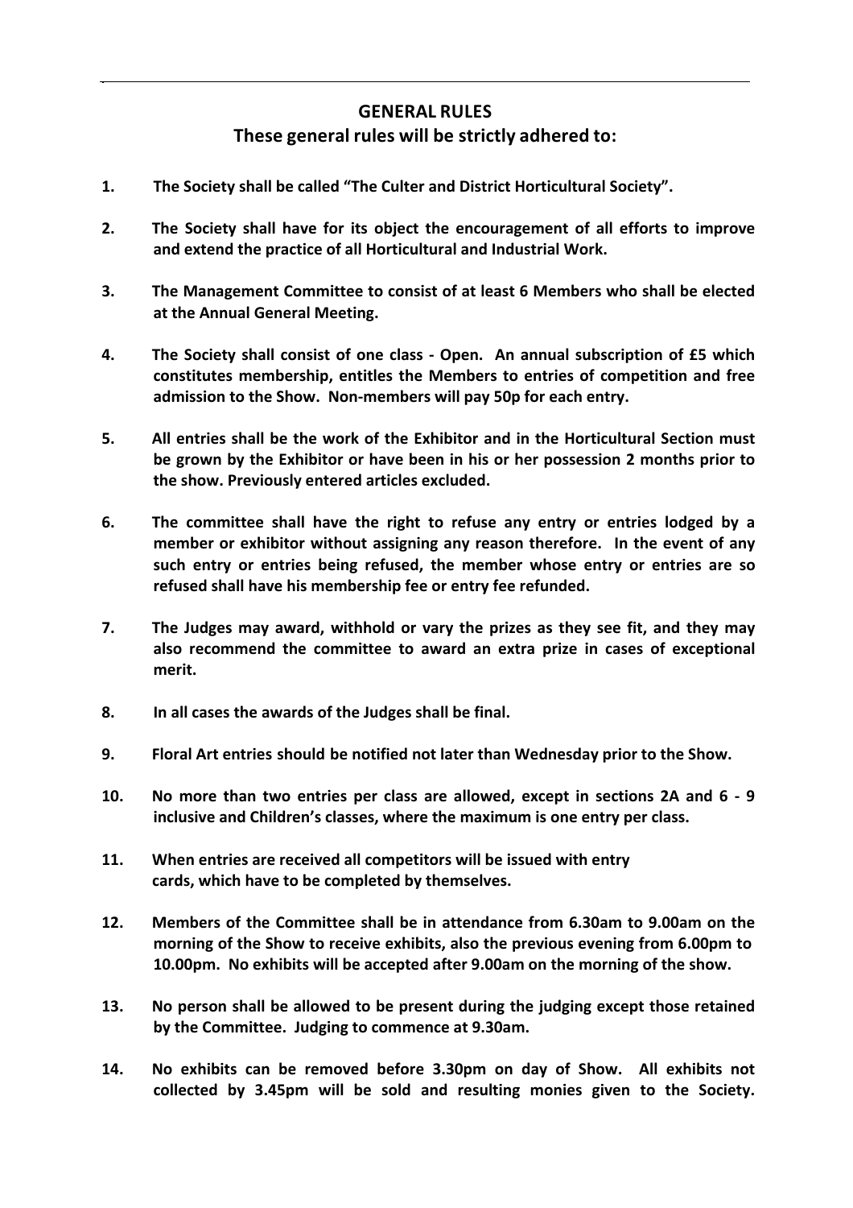## GENERAL RULES

### These general rules will be strictly adhered to:

1. **The Society shall be called "The Culter and District Horticultural Society".**

2. **The Society shall have for its object the encouragement of all efforts to improve and extend the practice of all Horticultural and Industrial Work.**

3. **The Management Committee to consist of at least 6 Members who shall be elected at the Annual General Meeting.**

4. **The Society shall consist of one class - Open. An annual subscription of £5 which constitutes membership, entitles the Members to entries of competition and free admission to the Show. Non-members will pay 50p for each entry.**

5. **All entries shall be the work of the Exhibitor and in the Horticultural Section must be grown by the Exhibitor or have been in his or her possession 2 months prior to the show. Previously entered articles excluded.**

6. **The committee shall have the right to refuse any entry or entries lodged by a member or exhibitor without assigning any reason therefore. In the event of any such entry or entries being refused, the member whose entry or entries are so refused shall have his membership fee or entry fee refunded.**

7. **The Judges may award, withhold or vary the prizes as they see fit, and they may also recommend the committee to award an extra prize in cases of exceptional merit.**

8. **In all cases the awards of the Judges shall be final.**

9. **Floral Art entries should be notified not later than Wednesday prior to the Show.**

10. **No more than two entries per class are allowed, except in sections 2A and 6 - 9 inclusive and Children's classes, where the maximum is one entry per class.**

11. **When entries are received all competitors will be issued with entry cards, which have to be completed by themselves.**

12. **Members of the Committee shall be in attendance from 6.30am to 9.00am on the morning of the Show to receive exhibits, also the previous evening from 6.00pm to 10.00pm. No exhibits will be accepted after 9.00am on the morning of the show.**

13. **No person shall be allowed to be present during the judging except those retained by the Committee. Judging to commence at 9.30am.**

14. **No exhibits can be removed before 3.30pm on day of Show. All exhibits not collected by 3.45pm will be sold and resulting monies given to the Society.**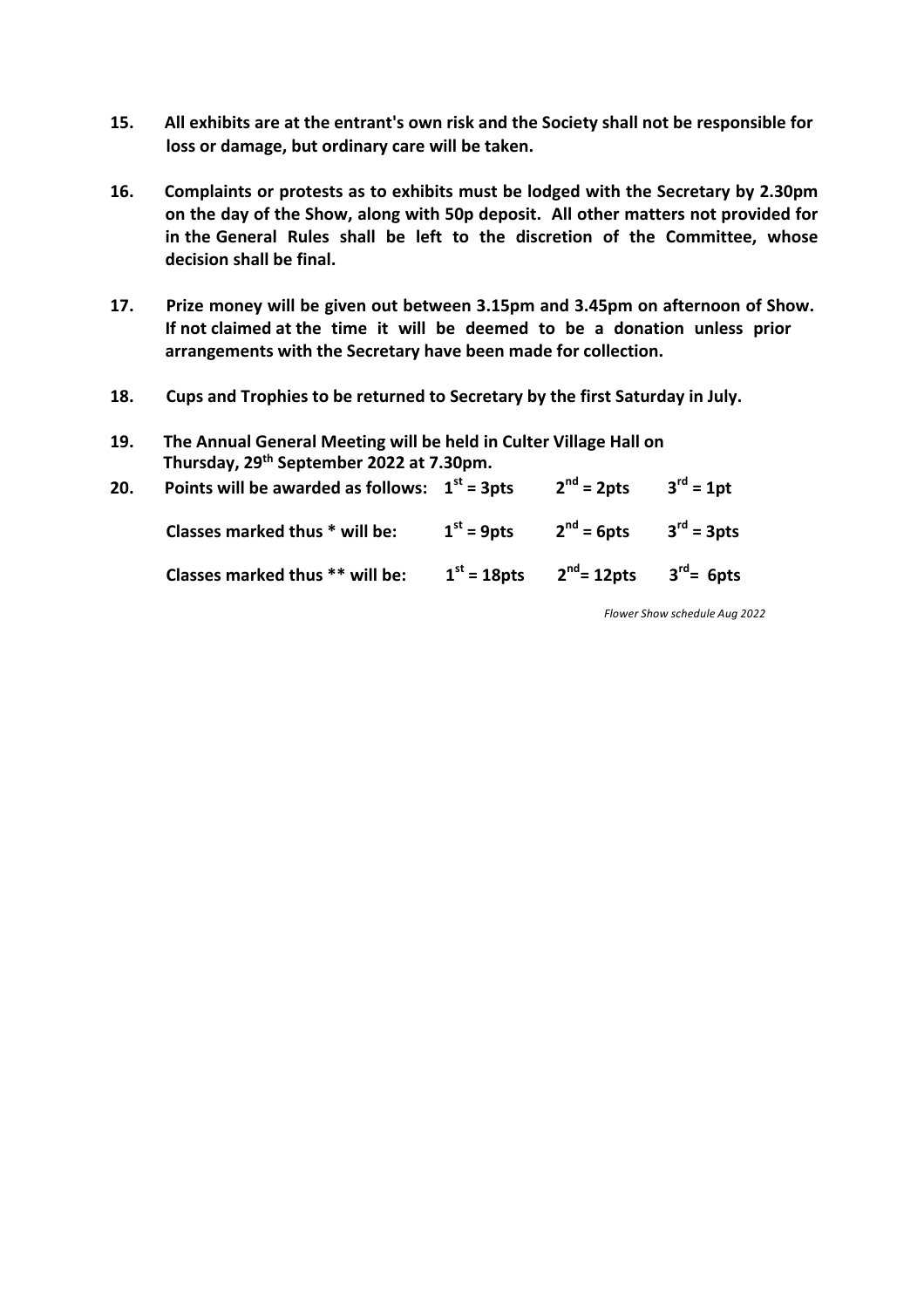**15.** **All exhibits are at the entrant's own risk and the Society shall not be responsible for loss or damage, but ordinary care will be taken.**

**16.** **Complaints or protests as to exhibits must be lodged with the Secretary by 2.30pm on the day of the Show, along with 50p deposit. All other matters not provided for in the General Rules shall be left to the discretion of the Committee, whose decision shall be final.**

**17.** **Prize money will be given out between 3.15pm and 3.45pm on afternoon of Show. If not claimed at the time it will be deemed to be a donation unless prior arrangements with the Secretary have been made for collection.**

**18.** **Cups and Trophies to be returned to Secretary by the first Saturday in July.**

**19.** **The Annual General Meeting will be held in Culter Village Hall on Thursday, 29th September 2022 at 7.30pm.**

**20.** **Points will be awarded as follows:** **1st = 3pts** **2nd = 2pts** **3rd = 1pt**

| | | | |
|---|---|---|---|
| **Points will be awarded as follows:** | **1st = 3pts** | **2nd = 2pts** | **3rd = 1pt** |
| **Classes marked thus * will be:** | **1st = 9pts** | **2nd = 6pts** | **3rd = 3pts** |
| **Classes marked thus ** will be:** | **1st = 18pts** | **2nd= 12pts** | **3rd= 6pts** |

*Flower Show schedule Aug 2022*